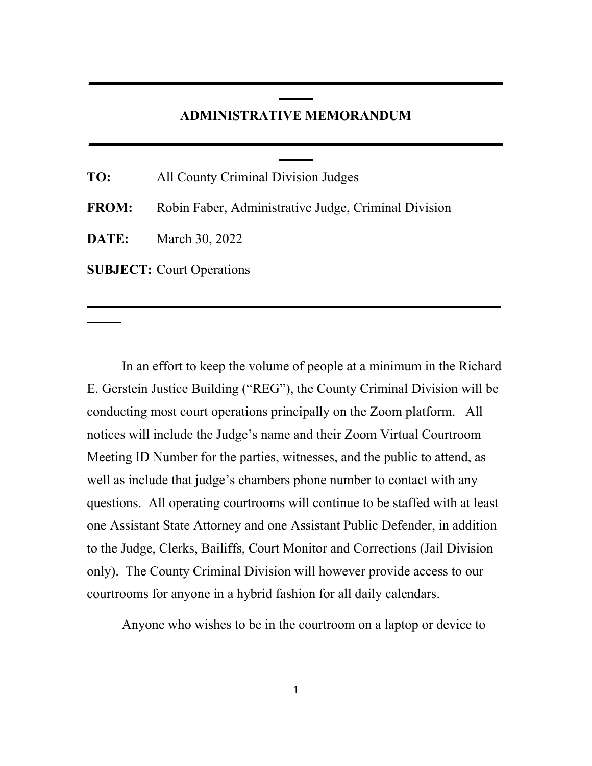# ADMINISTRATIVE MEMORANDUM

**TO:** All County Criminal Division Judges

**FROM:** Robin Faber, Administrative Judge, Criminal Division

**DATE:** March 30, 2022

**SUBJECT:** Court Operations

---

In an effort to keep the volume of people at a minimum in the Richard E. Gerstein Justice Building ("REG"), the County Criminal Division will be conducting most court operations principally on the Zoom platform. All notices will include the Judge's name and their Zoom Virtual Courtroom Meeting ID Number for the parties, witnesses, and the public to attend, as well as include that judge's chambers phone number to contact with any questions. All operating courtrooms will continue to be staffed with at least one Assistant State Attorney and one Assistant Public Defender, in addition to the Judge, Clerks, Bailiffs, Court Monitor and Corrections (Jail Division only). The County Criminal Division will however provide access to our courtrooms for anyone in a hybrid fashion for all daily calendars.

Anyone who wishes to be in the courtroom on a laptop or device to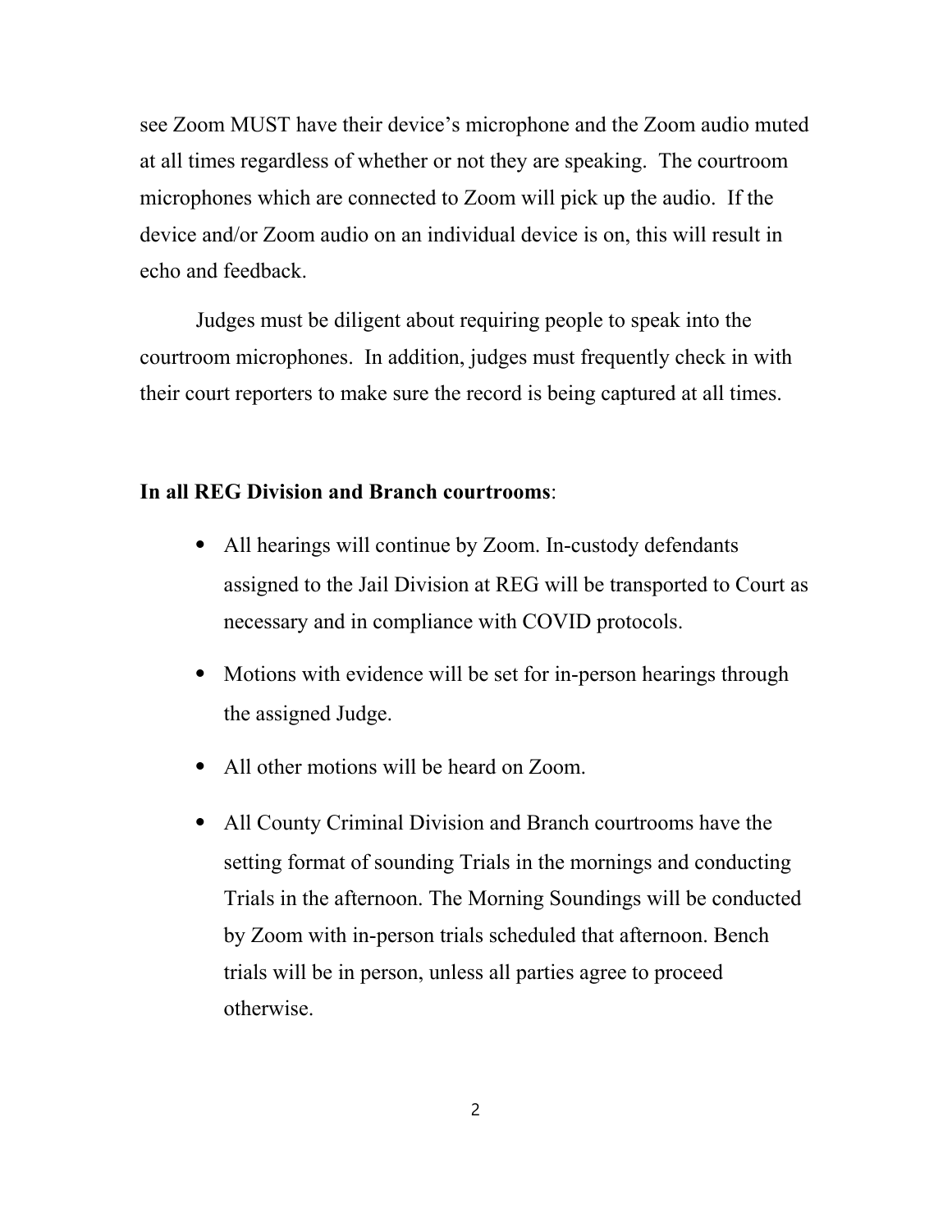see Zoom MUST have their device's microphone and the Zoom audio muted at all times regardless of whether or not they are speaking. The courtroom microphones which are connected to Zoom will pick up the audio. If the device and/or Zoom audio on an individual device is on, this will result in echo and feedback.

Judges must be diligent about requiring people to speak into the courtroom microphones. In addition, judges must frequently check in with their court reporters to make sure the record is being captured at all times.

**In all REG Division and Branch courtrooms**:

- All hearings will continue by Zoom. In-custody defendants assigned to the Jail Division at REG will be transported to Court as necessary and in compliance with COVID protocols.
- Motions with evidence will be set for in-person hearings through the assigned Judge.
- All other motions will be heard on Zoom.
- All County Criminal Division and Branch courtrooms have the setting format of sounding Trials in the mornings and conducting Trials in the afternoon. The Morning Soundings will be conducted by Zoom with in-person trials scheduled that afternoon. Bench trials will be in person, unless all parties agree to proceed otherwise.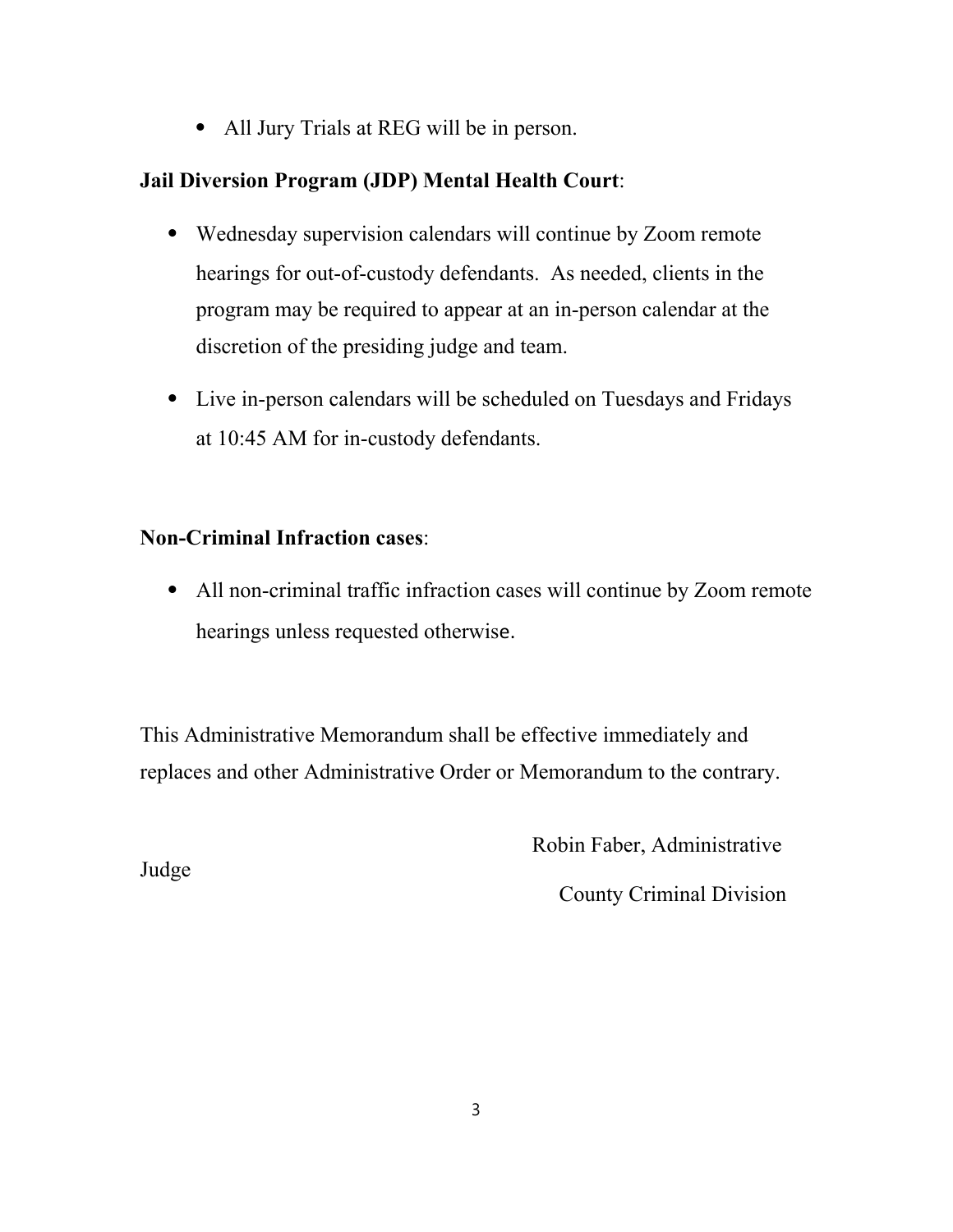- All Jury Trials at REG will be in person.

**Jail Diversion Program (JDP) Mental Health Court**:

- Wednesday supervision calendars will continue by Zoom remote hearings for out-of-custody defendants. As needed, clients in the program may be required to appear at an in-person calendar at the discretion of the presiding judge and team.
- Live in-person calendars will be scheduled on Tuesdays and Fridays at 10:45 AM for in-custody defendants.

**Non-Criminal Infraction cases**:

- All non-criminal traffic infraction cases will continue by Zoom remote hearings unless requested otherwise.

This Administrative Memorandum shall be effective immediately and replaces and other Administrative Order or Memorandum to the contrary.

Robin Faber, Administrative Judge
County Criminal Division